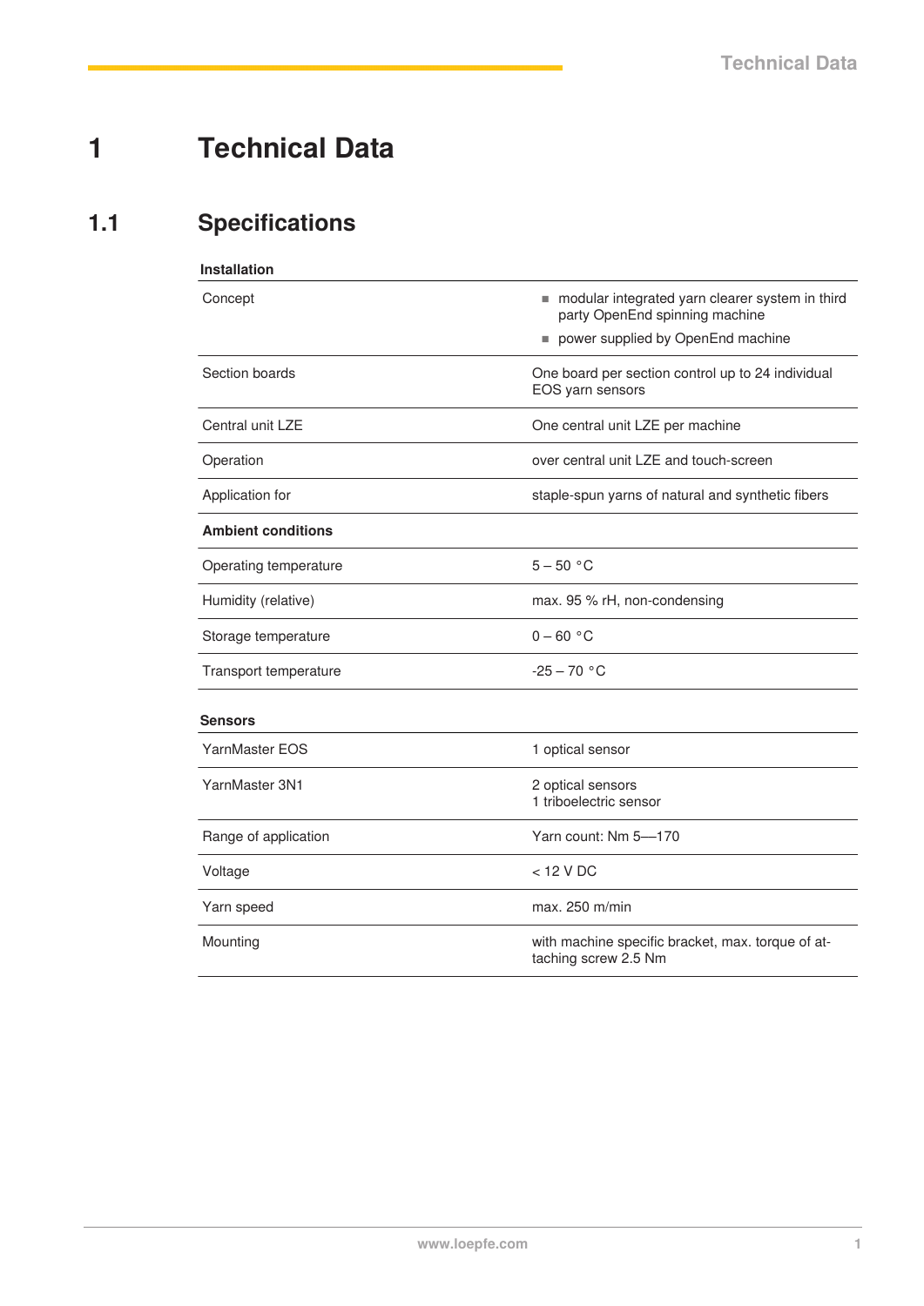# 1 Technical Data

## 1.1 Specifications

| **Installation** | |
|---|---|
| Concept | ▪ modular integrated yarn clearer system in third party OpenEnd spinning machine<br>▪ power supplied by OpenEnd machine |
| Section boards | One board per section control up to 24 individual EOS yarn sensors |
| Central unit LZE | One central unit LZE per machine |
| Operation | over central unit LZE and touch-screen |
| Application for | staple-spun yarns of natural and synthetic fibers |
| **Ambient conditions** | |
| Operating temperature | 5 – 50 °C |
| Humidity (relative) | max. 95 % rH, non-condensing |
| Storage temperature | 0 – 60 °C |
| Transport temperature | -25 – 70 °C |

| **Sensors** | |
|---|---|
| YarnMaster EOS | 1 optical sensor |
| YarnMaster 3N1 | 2 optical sensors<br>1 triboelectric sensor |
| Range of application | Yarn count: Nm 5—170 |
| Voltage | < 12 V DC |
| Yarn speed | max. 250 m/min |
| Mounting | with machine specific bracket, max. torque of attaching screw 2.5 Nm |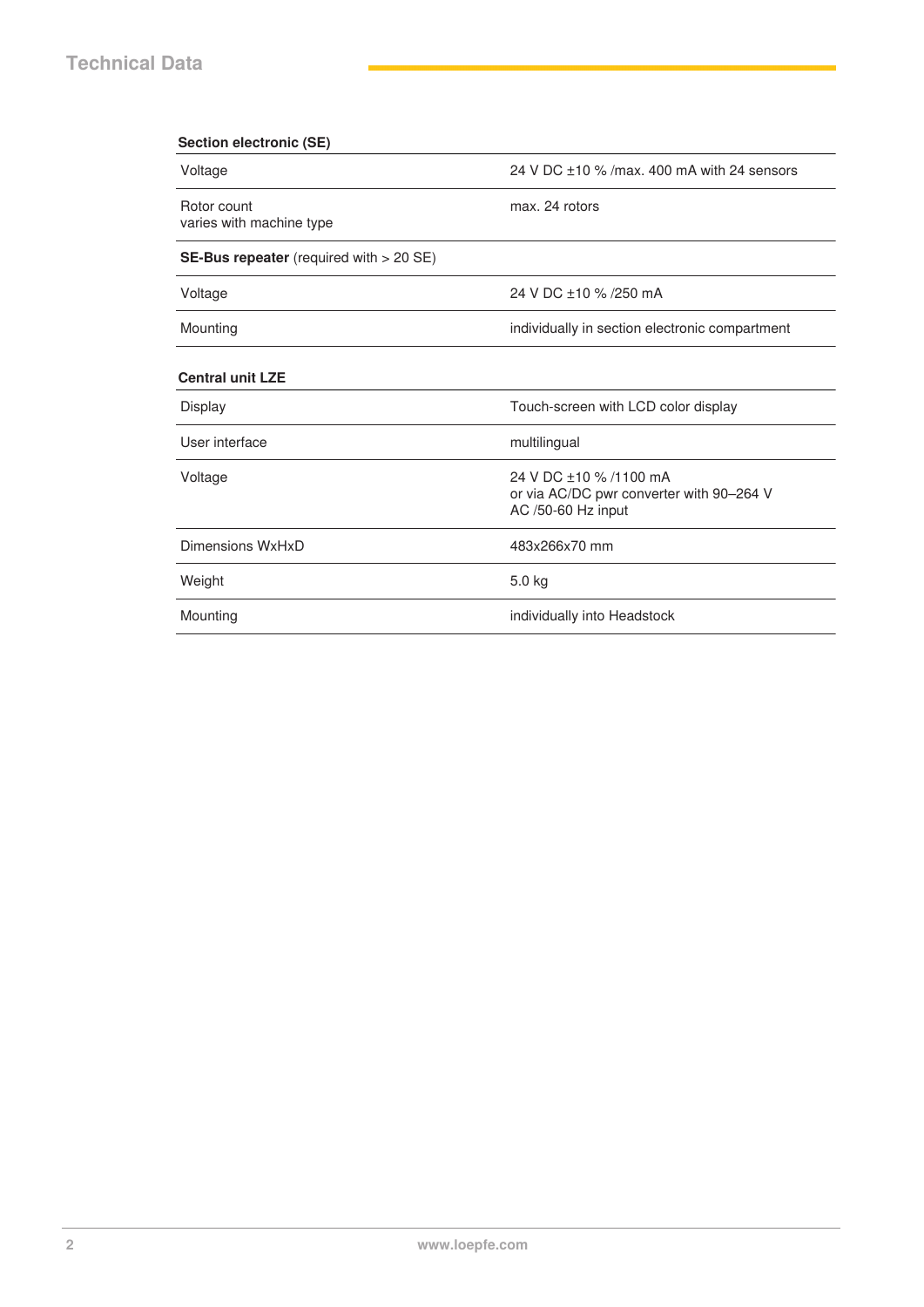# Technical Data

| Section electronic (SE) | |
|---|---|
| Voltage | 24 V DC ±10 % /max. 400 mA with 24 sensors |
| Rotor count<br>varies with machine type | max. 24 rotors |
| **SE-Bus repeater** (required with > 20 SE) | |
| Voltage | 24 V DC ±10 % /250 mA |
| Mounting | individually in section electronic compartment |

| Central unit LZE | |
|---|---|
| Display | Touch-screen with LCD color display |
| User interface | multilingual |
| Voltage | 24 V DC ±10 % /1100 mA<br>or via AC/DC pwr converter with 90–264 V AC /50-60 Hz input |
| Dimensions WxHxD | 483x266x70 mm |
| Weight | 5.0 kg |
| Mounting | individually into Headstock |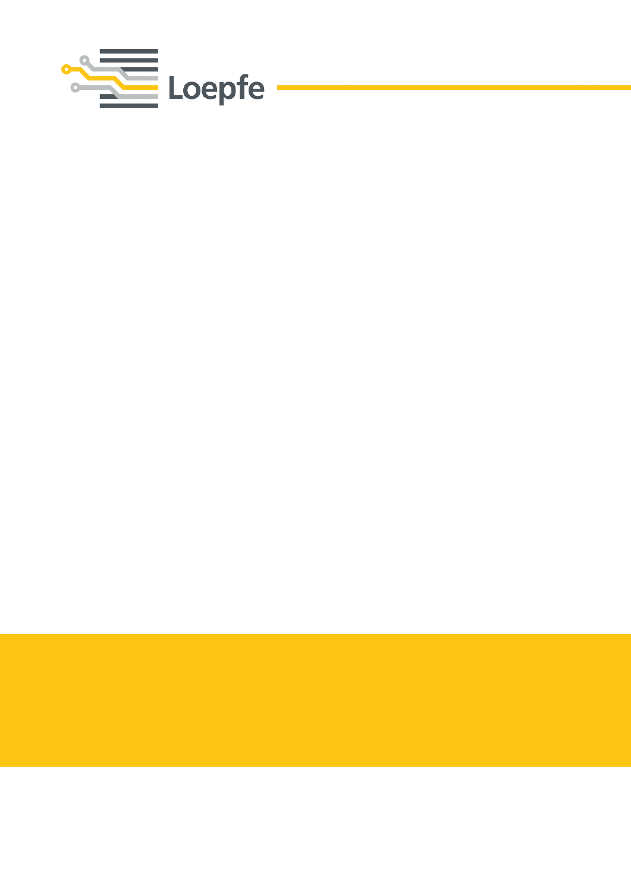Loepfe